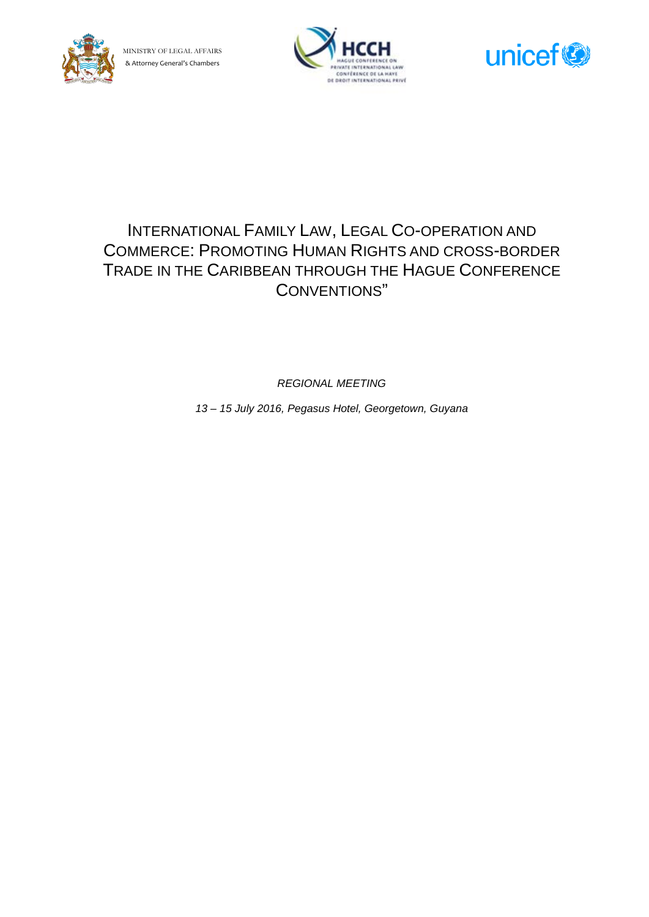MINISTRY OF LEGAL AFFAIRS
& Attorney General's Chambers

# INTERNATIONAL FAMILY LAW, LEGAL CO-OPERATION AND COMMERCE: PROMOTING HUMAN RIGHTS AND CROSS-BORDER TRADE IN THE CARIBBEAN THROUGH THE HAGUE CONFERENCE CONVENTIONS"

*REGIONAL MEETING*

*13 – 15 July 2016, Pegasus Hotel, Georgetown, Guyana*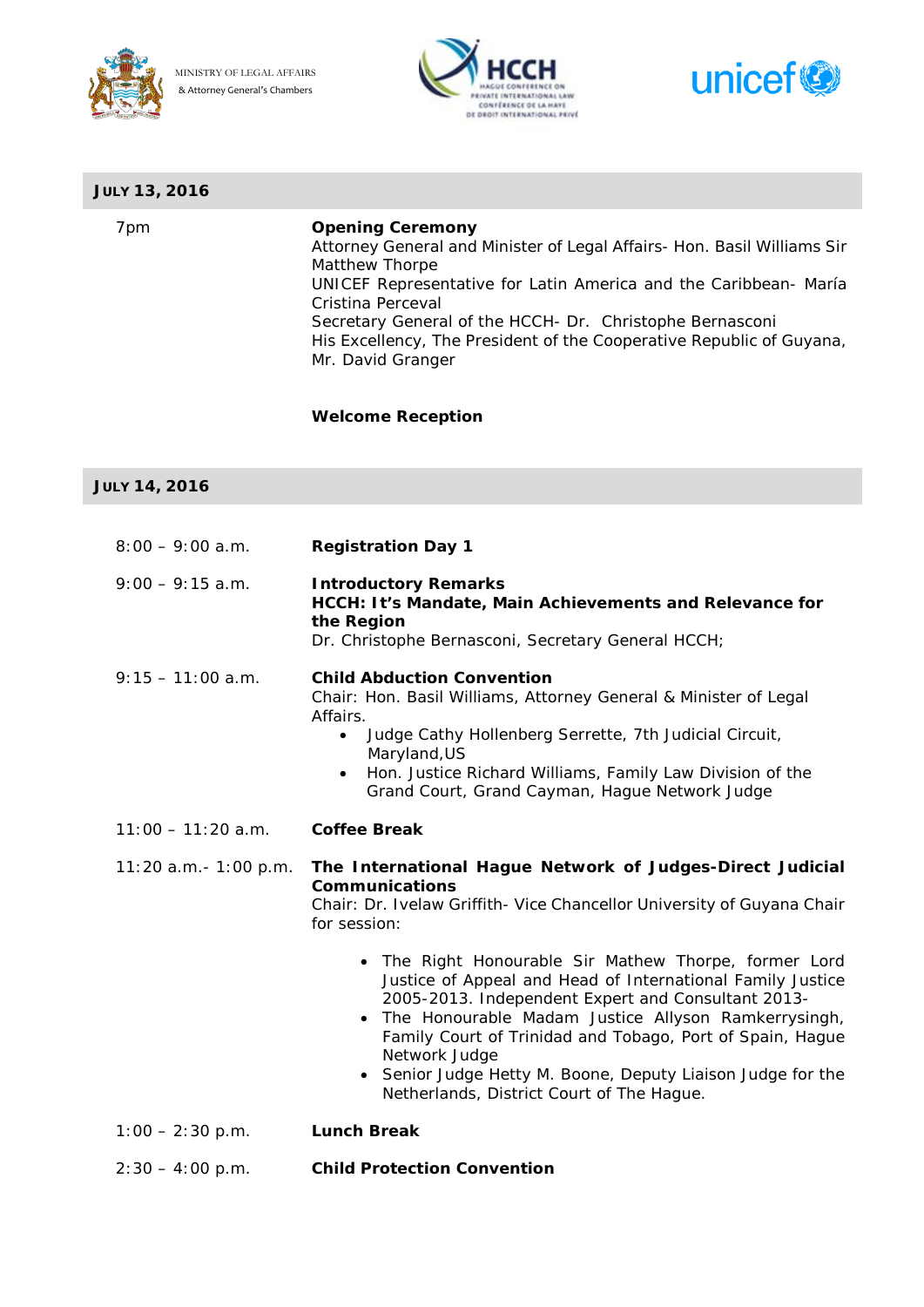MINISTRY OF LEGAL AFFAIRS
& Attorney General's Chambers

## JULY 13, 2016

| | |
|---|---|
| 7pm | **Opening Ceremony**<br>Attorney General and Minister of Legal Affairs- Hon. Basil Williams Sir Matthew Thorpe<br>UNICEF Representative for Latin America and the Caribbean- María Cristina Perceval<br>Secretary General of the HCCH- Dr. Christophe Bernasconi<br>His Excellency, The President of the Cooperative Republic of Guyana, Mr. David Granger<br><br>**Welcome Reception** |

## JULY 14, 2016

| | |
|---|---|
| 8:00 – 9:00 a.m. | **Registration Day 1** |
| 9:00 – 9:15 a.m. | **Introductory Remarks**<br>**HCCH: It's Mandate, Main Achievements and Relevance for the Region**<br>Dr. Christophe Bernasconi, Secretary General HCCH; |
| 9:15 – 11:00 a.m. | **Child Abduction Convention**<br>Chair: Hon. Basil Williams, Attorney General & Minister of Legal Affairs.<br>• Judge Cathy Hollenberg Serrette, 7th Judicial Circuit, Maryland,US<br>• Hon. Justice Richard Williams, Family Law Division of the Grand Court, Grand Cayman, Hague Network Judge |
| 11:00 – 11:20 a.m. | **Coffee Break** |
| 11:20 a.m.- 1:00 p.m. | **The International Hague Network of Judges-Direct Judicial Communications**<br>Chair: Dr. Ivelaw Griffith- Vice Chancellor University of Guyana Chair for session:<br>• The Right Honourable Sir Mathew Thorpe, former Lord Justice of Appeal and Head of International Family Justice 2005-2013. Independent Expert and Consultant 2013-<br>• The Honourable Madam Justice Allyson Ramkerrysingh, Family Court of Trinidad and Tobago, Port of Spain, Hague Network Judge<br>• Senior Judge Hetty M. Boone, Deputy Liaison Judge for the Netherlands, District Court of The Hague. |
| 1:00 – 2:30 p.m. | **Lunch Break** |
| 2:30 – 4:00 p.m. | **Child Protection Convention** |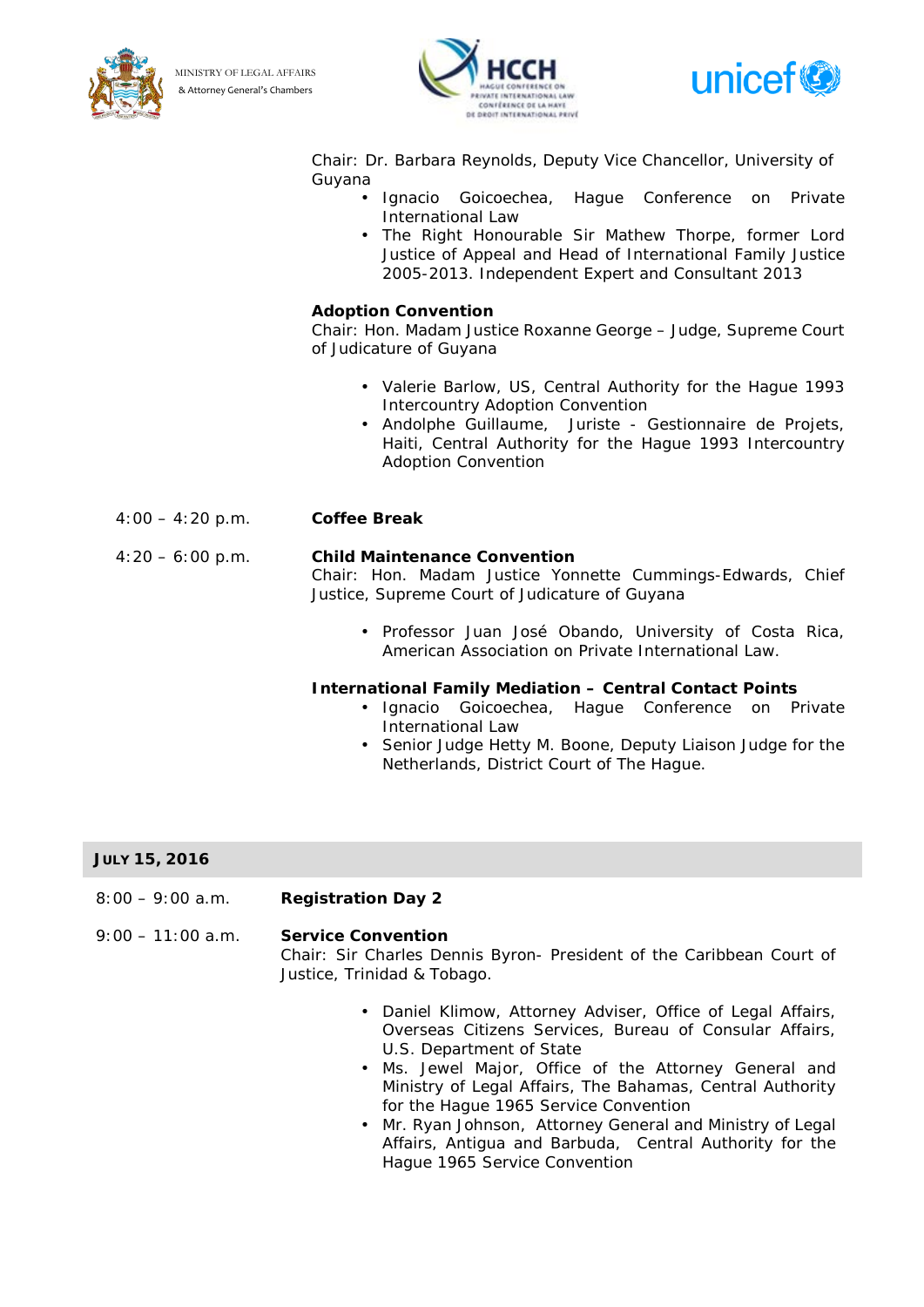Chair: Dr. Barbara Reynolds, Deputy Vice Chancellor, University of Guyana

- Ignacio Goicoechea, Hague Conference on Private International Law
- The Right Honourable Sir Mathew Thorpe, former Lord Justice of Appeal and Head of International Family Justice 2005-2013. Independent Expert and Consultant 2013

**Adoption Convention**
Chair: Hon. Madam Justice Roxanne George – Judge, Supreme Court of Judicature of Guyana

- Valerie Barlow, US, Central Authority for the Hague 1993 Intercountry Adoption Convention
- Andolphe Guillaume, Juriste - Gestionnaire de Projets, Haiti, Central Authority for the Hague 1993 Intercountry Adoption Convention

4:00 – 4:20 p.m. **Coffee Break**

4:20 – 6:00 p.m. **Child Maintenance Convention**
Chair: Hon. Madam Justice Yonnette Cummings-Edwards, Chief Justice, Supreme Court of Judicature of Guyana

- Professor Juan José Obando, University of Costa Rica, American Association on Private International Law.

**International Family Mediation – Central Contact Points**

- Ignacio Goicoechea, Hague Conference on Private International Law
- Senior Judge Hetty M. Boone, Deputy Liaison Judge for the Netherlands, District Court of The Hague.

## JULY 15, 2016

8:00 – 9:00 a.m. **Registration Day 2**

9:00 – 11:00 a.m. **Service Convention**
Chair: Sir Charles Dennis Byron- President of the Caribbean Court of Justice, Trinidad & Tobago.

- Daniel Klimow, Attorney Adviser, Office of Legal Affairs, Overseas Citizens Services, Bureau of Consular Affairs, U.S. Department of State
- Ms. Jewel Major, Office of the Attorney General and Ministry of Legal Affairs, The Bahamas, Central Authority for the Hague 1965 Service Convention
- Mr. Ryan Johnson, Attorney General and Ministry of Legal Affairs, Antigua and Barbuda, Central Authority for the Hague 1965 Service Convention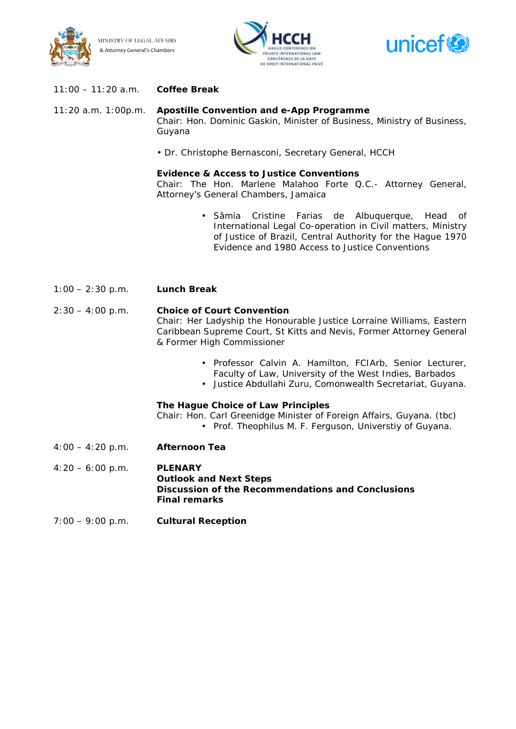MINISTRY OF LEGAL AFFAIRS
& Attorney General's Chambers

HCCH
HAGUE CONFERENCE ON PRIVATE INTERNATIONAL LAW
CONFÉRENCE DE LA HAYE DE DROIT INTERNATIONAL PRIVÉ

unicef

| | | |
|---|---|---|
| 11:00 – 11:20 a.m. | **Coffee Break** | |
| 11:20 a.m. 1:00p.m. | **Apostille Convention and e-App Programme**<br>Chair: Hon. Dominic Gaskin, Minister of Business, Ministry of Business, Guyana<br><br>• Dr. Christophe Bernasconi, Secretary General, HCCH<br><br>**Evidence & Access to Justice Conventions**<br>Chair: The Hon. Marlene Malahoo Forte Q.C.- Attorney General, Attorney's General Chambers, Jamaica<br><br>• Sâmia Cristine Farias de Albuquerque, Head of International Legal Co-operation in Civil matters, Ministry of Justice of Brazil, Central Authority for the Hague 1970 Evidence and 1980 Access to Justice Conventions | |
| 1:00 – 2:30 p.m. | **Lunch Break** | |
| 2:30 – 4:00 p.m. | **Choice of Court Convention**<br>Chair: Her Ladyship the Honourable Justice Lorraine Williams, Eastern Caribbean Supreme Court, St Kitts and Nevis, Former Attorney General & Former High Commissioner<br><br>• Professor Calvin A. Hamilton, FCIArb, Senior Lecturer, Faculty of Law, University of the West Indies, Barbados<br>• Justice Abdullahi Zuru, Comonwealth Secretariat, Guyana.<br><br>**The Hague Choice of Law Principles**<br>Chair: Hon. Carl Greenidge Minister of Foreign Affairs, Guyana. (tbc)<br>• Prof. Theophilus M. F. Ferguson, Universtiy of Guyana. | |
| 4:00 – 4:20 p.m. | **Afternoon Tea** | |
| 4:20 – 6:00 p.m. | **PLENARY**<br>**Outlook and Next Steps**<br>**Discussion of the Recommendations and Conclusions**<br>**Final remarks** | |
| 7:00 – 9:00 p.m. | **Cultural Reception** | |